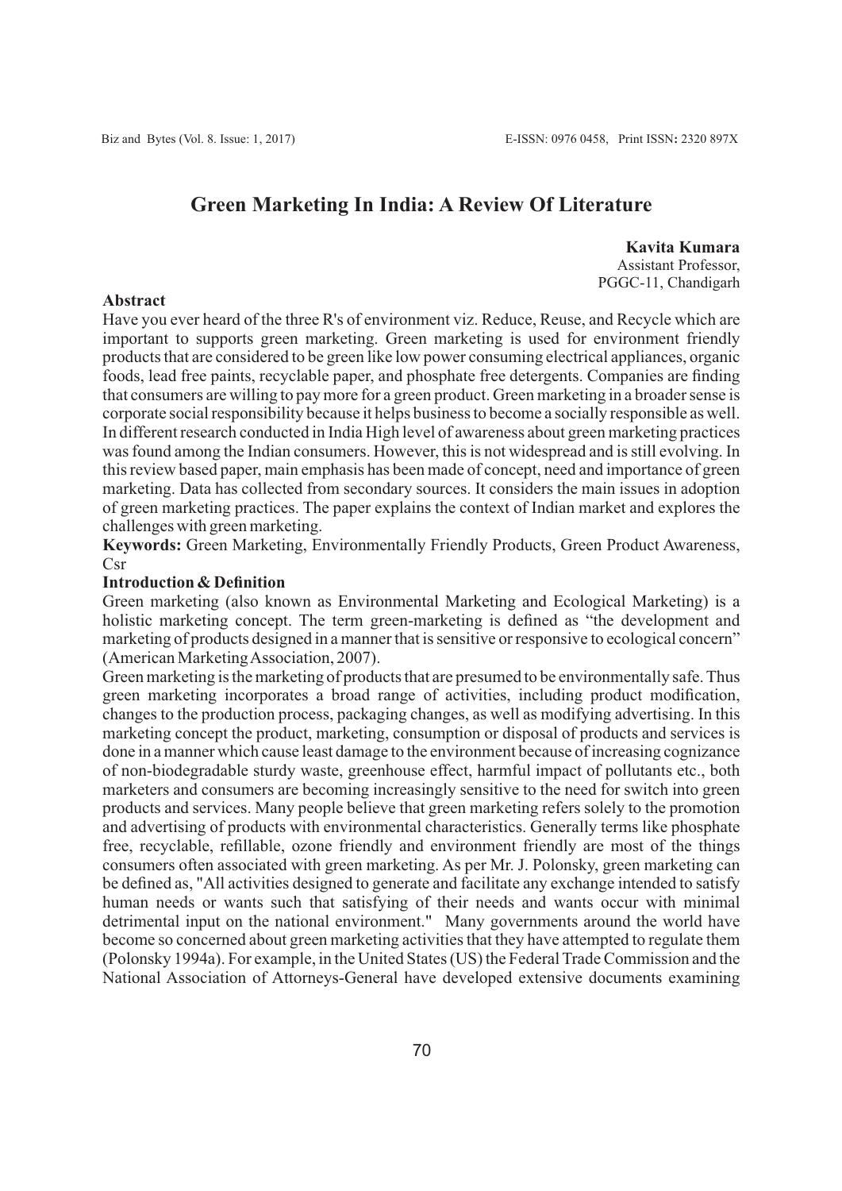# Green Marketing In India: A Review Of Literature

**Kavita Kumara**
Assistant Professor,
PGGC-11, Chandigarh

**Abstract**

Have you ever heard of the three R's of environment viz. Reduce, Reuse, and Recycle which are important to supports green marketing. Green marketing is used for environment friendly products that are considered to be green like low power consuming electrical appliances, organic foods, lead free paints, recyclable paper, and phosphate free detergents. Companies are finding that consumers are willing to pay more for a green product. Green marketing in a broader sense is corporate social responsibility because it helps business to become a socially responsible as well. In different research conducted in India High level of awareness about green marketing practices was found among the Indian consumers. However, this is not widespread and is still evolving. In this review based paper, main emphasis has been made of concept, need and importance of green marketing. Data has collected from secondary sources. It considers the main issues in adoption of green marketing practices. The paper explains the context of Indian market and explores the challenges with green marketing.

**Keywords:** Green Marketing, Environmentally Friendly Products, Green Product Awareness, Csr

**Introduction & Definition**

Green marketing (also known as Environmental Marketing and Ecological Marketing) is a holistic marketing concept. The term green-marketing is defined as "the development and marketing of products designed in a manner that is sensitive or responsive to ecological concern" (American Marketing Association, 2007).

Green marketing is the marketing of products that are presumed to be environmentally safe. Thus green marketing incorporates a broad range of activities, including product modification, changes to the production process, packaging changes, as well as modifying advertising. In this marketing concept the product, marketing, consumption or disposal of products and services is done in a manner which cause least damage to the environment because of increasing cognizance of non-biodegradable sturdy waste, greenhouse effect, harmful impact of pollutants etc., both marketers and consumers are becoming increasingly sensitive to the need for switch into green products and services. Many people believe that green marketing refers solely to the promotion and advertising of products with environmental characteristics. Generally terms like phosphate free, recyclable, refillable, ozone friendly and environment friendly are most of the things consumers often associated with green marketing. As per Mr. J. Polonsky, green marketing can be defined as, "All activities designed to generate and facilitate any exchange intended to satisfy human needs or wants such that satisfying of their needs and wants occur with minimal detrimental input on the national environment." Many governments around the world have become so concerned about green marketing activities that they have attempted to regulate them (Polonsky 1994a). For example, in the United States (US) the Federal Trade Commission and the National Association of Attorneys-General have developed extensive documents examining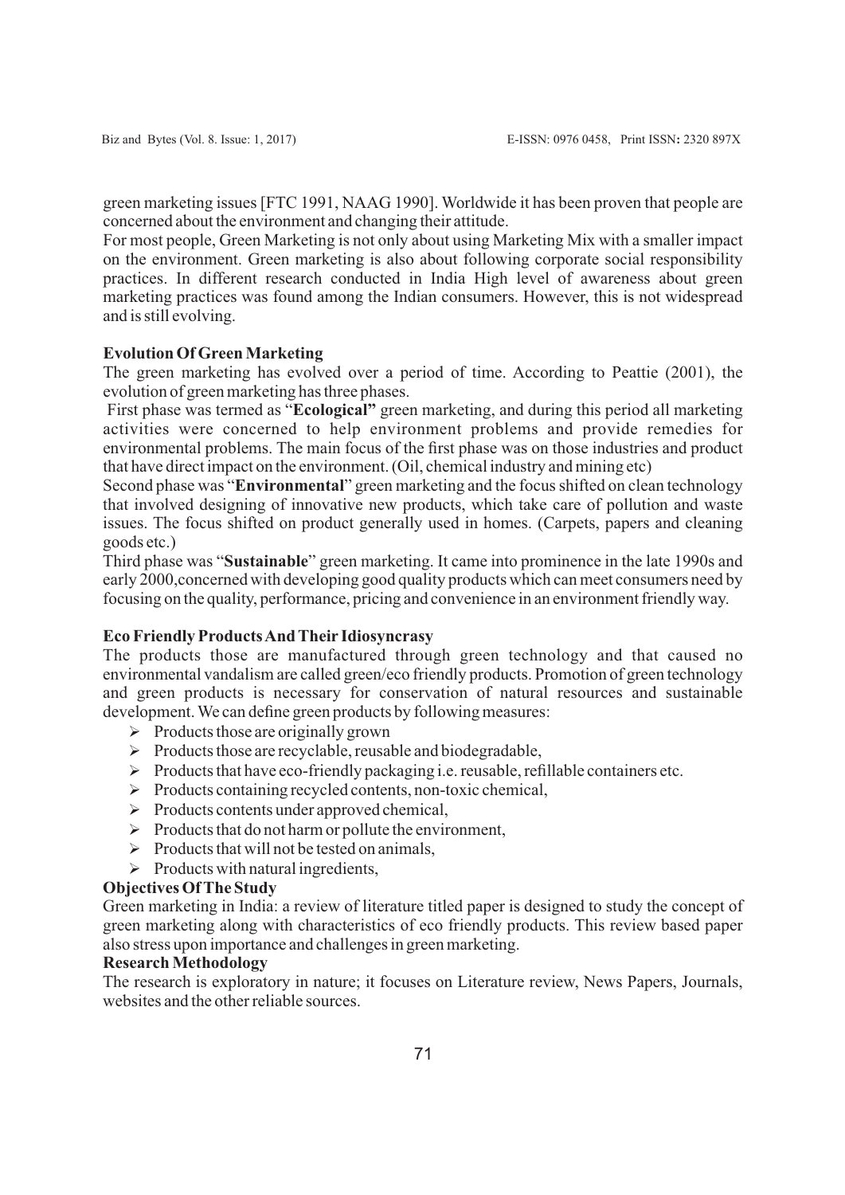green marketing issues [FTC 1991, NAAG 1990]. Worldwide it has been proven that people are concerned about the environment and changing their attitude.

For most people, Green Marketing is not only about using Marketing Mix with a smaller impact on the environment. Green marketing is also about following corporate social responsibility practices. In different research conducted in India High level of awareness about green marketing practices was found among the Indian consumers. However, this is not widespread and is still evolving.

### Evolution Of Green Marketing

The green marketing has evolved over a period of time. According to Peattie (2001), the evolution of green marketing has three phases.

First phase was termed as "**Ecological"** green marketing, and during this period all marketing activities were concerned to help environment problems and provide remedies for environmental problems. The main focus of the first phase was on those industries and product that have direct impact on the environment. (Oil, chemical industry and mining etc)

Second phase was "**Environmental**" green marketing and the focus shifted on clean technology that involved designing of innovative new products, which take care of pollution and waste issues. The focus shifted on product generally used in homes. (Carpets, papers and cleaning goods etc.)

Third phase was "**Sustainable**" green marketing. It came into prominence in the late 1990s and early 2000,concerned with developing good quality products which can meet consumers need by focusing on the quality, performance, pricing and convenience in an environment friendly way.

### Eco Friendly Products And Their Idiosyncrasy

The products those are manufactured through green technology and that caused no environmental vandalism are called green/eco friendly products. Promotion of green technology and green products is necessary for conservation of natural resources and sustainable development. We can define green products by following measures:

- Products those are originally grown
- Products those are recyclable, reusable and biodegradable,
- Products that have eco-friendly packaging i.e. reusable, refillable containers etc.
- Products containing recycled contents, non-toxic chemical,
- Products contents under approved chemical,
- Products that do not harm or pollute the environment,
- Products that will not be tested on animals,
- Products with natural ingredients,

### Objectives Of The Study

Green marketing in India: a review of literature titled paper is designed to study the concept of green marketing along with characteristics of eco friendly products. This review based paper also stress upon importance and challenges in green marketing.

### Research Methodology

The research is exploratory in nature; it focuses on Literature review, News Papers, Journals, websites and the other reliable sources.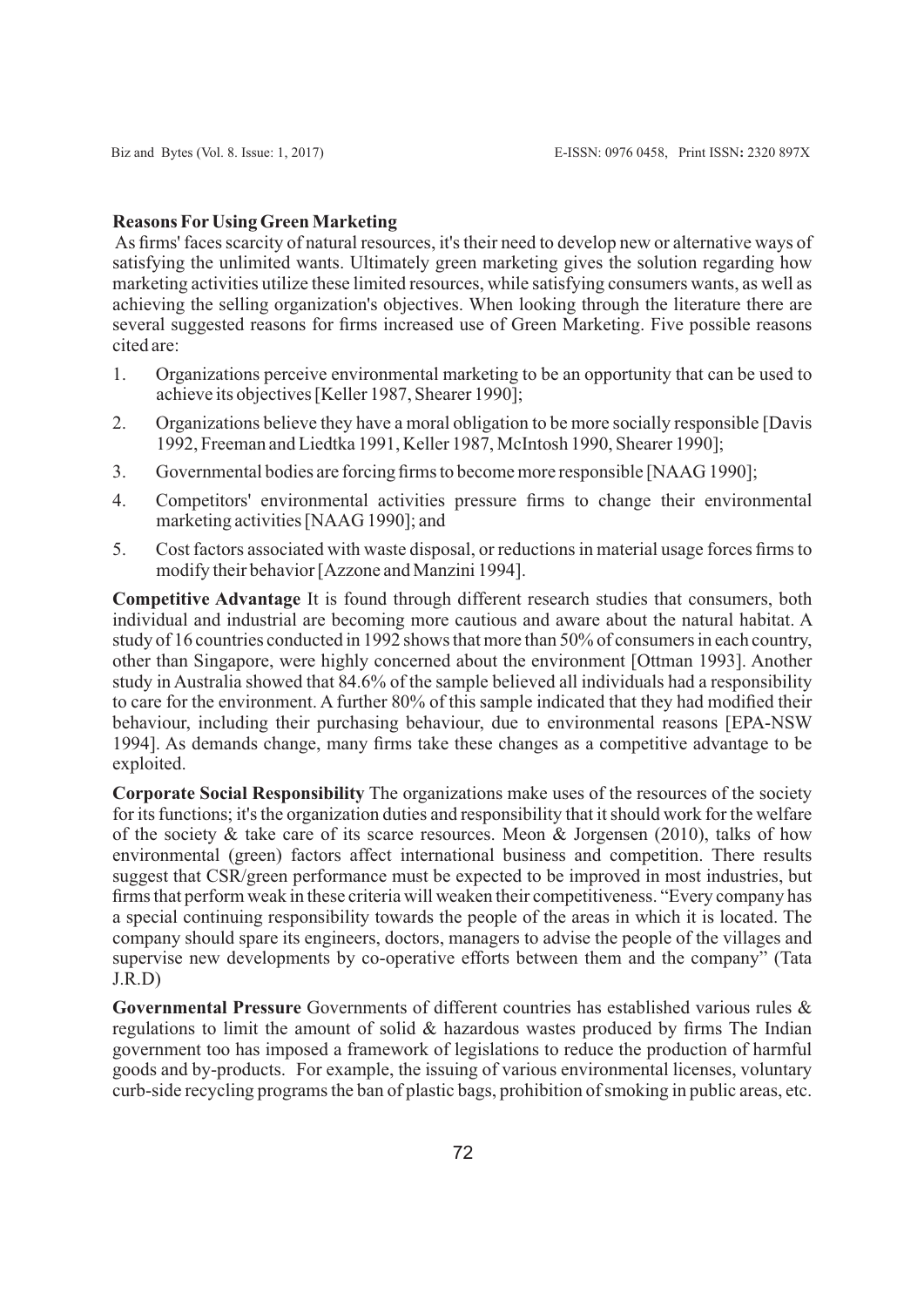**Reasons For Using Green Marketing**

As firms' faces scarcity of natural resources, it's their need to develop new or alternative ways of satisfying the unlimited wants. Ultimately green marketing gives the solution regarding how marketing activities utilize these limited resources, while satisfying consumers wants, as well as achieving the selling organization's objectives. When looking through the literature there are several suggested reasons for firms increased use of Green Marketing. Five possible reasons cited are:

1. Organizations perceive environmental marketing to be an opportunity that can be used to achieve its objectives [Keller 1987, Shearer 1990];
2. Organizations believe they have a moral obligation to be more socially responsible [Davis 1992, Freeman and Liedtka 1991, Keller 1987, McIntosh 1990, Shearer 1990];
3. Governmental bodies are forcing firms to become more responsible [NAAG 1990];
4. Competitors' environmental activities pressure firms to change their environmental marketing activities [NAAG 1990]; and
5. Cost factors associated with waste disposal, or reductions in material usage forces firms to modify their behavior [Azzone and Manzini 1994].

**Competitive Advantage** It is found through different research studies that consumers, both individual and industrial are becoming more cautious and aware about the natural habitat. A study of 16 countries conducted in 1992 shows that more than 50% of consumers in each country, other than Singapore, were highly concerned about the environment [Ottman 1993]. Another study in Australia showed that 84.6% of the sample believed all individuals had a responsibility to care for the environment. A further 80% of this sample indicated that they had modified their behaviour, including their purchasing behaviour, due to environmental reasons [EPA-NSW 1994]. As demands change, many firms take these changes as a competitive advantage to be exploited.

**Corporate Social Responsibility** The organizations make uses of the resources of the society for its functions; it's the organization duties and responsibility that it should work for the welfare of the society & take care of its scarce resources. Meon & Jorgensen (2010), talks of how environmental (green) factors affect international business and competition. There results suggest that CSR/green performance must be expected to be improved in most industries, but firms that perform weak in these criteria will weaken their competitiveness. "Every company has a special continuing responsibility towards the people of the areas in which it is located. The company should spare its engineers, doctors, managers to advise the people of the villages and supervise new developments by co-operative efforts between them and the company" (Tata J.R.D)

**Governmental Pressure** Governments of different countries has established various rules & regulations to limit the amount of solid & hazardous wastes produced by firms The Indian government too has imposed a framework of legislations to reduce the production of harmful goods and by-products. For example, the issuing of various environmental licenses, voluntary curb-side recycling programs the ban of plastic bags, prohibition of smoking in public areas, etc.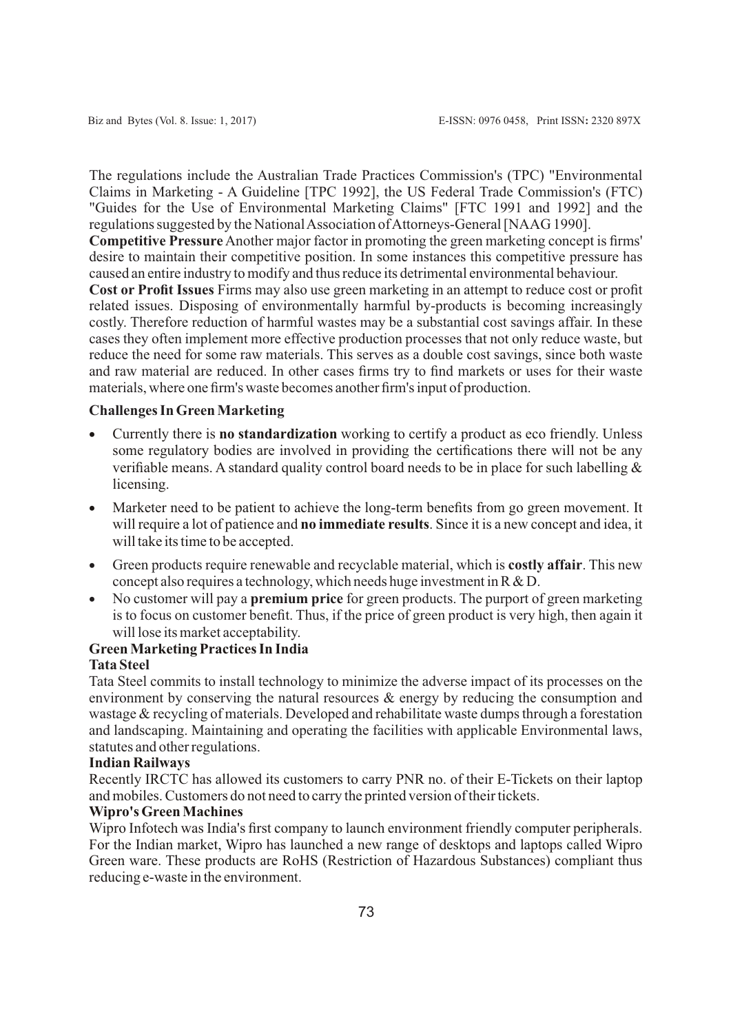The regulations include the Australian Trade Practices Commission's (TPC) "Environmental Claims in Marketing - A Guideline [TPC 1992], the US Federal Trade Commission's (FTC) "Guides for the Use of Environmental Marketing Claims" [FTC 1991 and 1992] and the regulations suggested by the National Association of Attorneys-General [NAAG 1990].

**Competitive Pressure** Another major factor in promoting the green marketing concept is firms' desire to maintain their competitive position. In some instances this competitive pressure has caused an entire industry to modify and thus reduce its detrimental environmental behaviour.

**Cost or Profit Issues** Firms may also use green marketing in an attempt to reduce cost or profit related issues. Disposing of environmentally harmful by-products is becoming increasingly costly. Therefore reduction of harmful wastes may be a substantial cost savings affair. In these cases they often implement more effective production processes that not only reduce waste, but reduce the need for some raw materials. This serves as a double cost savings, since both waste and raw material are reduced. In other cases firms try to find markets or uses for their waste materials, where one firm's waste becomes another firm's input of production.

**Challenges In Green Marketing**

- Currently there is **no standardization** working to certify a product as eco friendly. Unless some regulatory bodies are involved in providing the certifications there will not be any verifiable means. A standard quality control board needs to be in place for such labelling & licensing.
- Marketer need to be patient to achieve the long-term benefits from go green movement. It will require a lot of patience and **no immediate results**. Since it is a new concept and idea, it will take its time to be accepted.
- Green products require renewable and recyclable material, which is **costly affair**. This new concept also requires a technology, which needs huge investment in R & D.
- No customer will pay a **premium price** for green products. The purport of green marketing is to focus on customer benefit. Thus, if the price of green product is very high, then again it will lose its market acceptability.

**Green Marketing Practices In India**

**Tata Steel**

Tata Steel commits to install technology to minimize the adverse impact of its processes on the environment by conserving the natural resources & energy by reducing the consumption and wastage & recycling of materials. Developed and rehabilitate waste dumps through a forestation and landscaping. Maintaining and operating the facilities with applicable Environmental laws, statutes and other regulations.

**Indian Railways**

Recently IRCTC has allowed its customers to carry PNR no. of their E-Tickets on their laptop and mobiles. Customers do not need to carry the printed version of their tickets.

**Wipro's Green Machines**

Wipro Infotech was India's first company to launch environment friendly computer peripherals. For the Indian market, Wipro has launched a new range of desktops and laptops called Wipro Green ware. These products are RoHS (Restriction of Hazardous Substances) compliant thus reducing e-waste in the environment.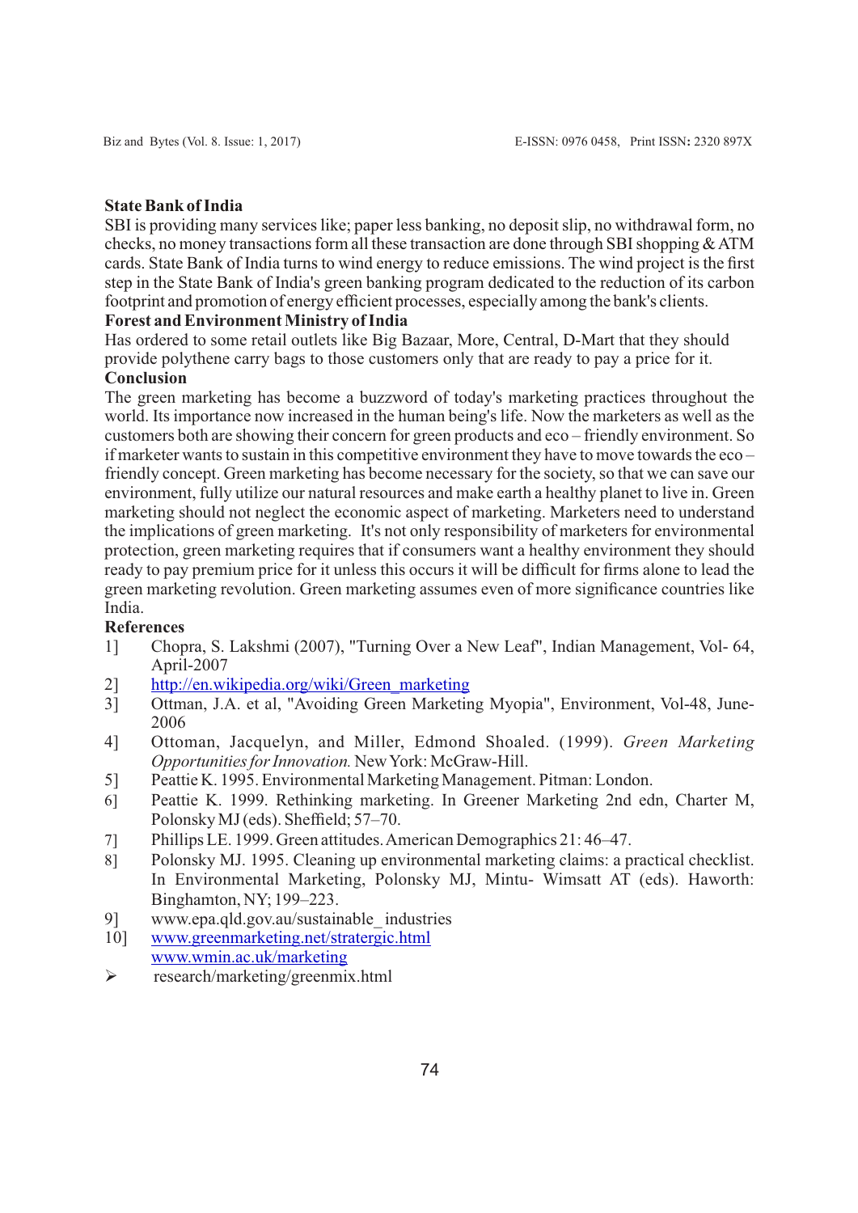**State Bank of India**

SBI is providing many services like; paper less banking, no deposit slip, no withdrawal form, no checks, no money transactions form all these transaction are done through SBI shopping & ATM cards. State Bank of India turns to wind energy to reduce emissions. The wind project is the first step in the State Bank of India's green banking program dedicated to the reduction of its carbon footprint and promotion of energy efficient processes, especially among the bank's clients.

**Forest and Environment Ministry of India**

Has ordered to some retail outlets like Big Bazaar, More, Central, D-Mart that they should provide polythene carry bags to those customers only that are ready to pay a price for it.

**Conclusion**

The green marketing has become a buzzword of today's marketing practices throughout the world. Its importance now increased in the human being's life. Now the marketers as well as the customers both are showing their concern for green products and eco – friendly environment. So if marketer wants to sustain in this competitive environment they have to move towards the eco – friendly concept. Green marketing has become necessary for the society, so that we can save our environment, fully utilize our natural resources and make earth a healthy planet to live in. Green marketing should not neglect the economic aspect of marketing. Marketers need to understand the implications of green marketing. It's not only responsibility of marketers for environmental protection, green marketing requires that if consumers want a healthy environment they should ready to pay premium price for it unless this occurs it will be difficult for firms alone to lead the green marketing revolution. Green marketing assumes even of more significance countries like India.

**References**

1] Chopra, S. Lakshmi (2007), "Turning Over a New Leaf", Indian Management, Vol- 64, April-2007

2] http://en.wikipedia.org/wiki/Green_marketing

3] Ottman, J.A. et al, "Avoiding Green Marketing Myopia", Environment, Vol-48, June-2006

4] Ottoman, Jacquelyn, and Miller, Edmond Shoaled. (1999). *Green Marketing Opportunities for Innovation.* New York: McGraw-Hill.

5] Peattie K. 1995. Environmental Marketing Management. Pitman: London.

6] Peattie K. 1999. Rethinking marketing. In Greener Marketing 2nd edn, Charter M, Polonsky MJ (eds). Sheffield; 57–70.

7] Phillips LE. 1999. Green attitudes. American Demographics 21: 46–47.

8] Polonsky MJ. 1995. Cleaning up environmental marketing claims: a practical checklist. In Environmental Marketing, Polonsky MJ, Mintu- Wimsatt AT (eds). Haworth: Binghamton, NY; 199–223.

9] www.epa.qld.gov.au/sustainable_industries

10] www.greenmarketing.net/stratergic.html
www.wmin.ac.uk/marketing

- research/marketing/greenmix.html